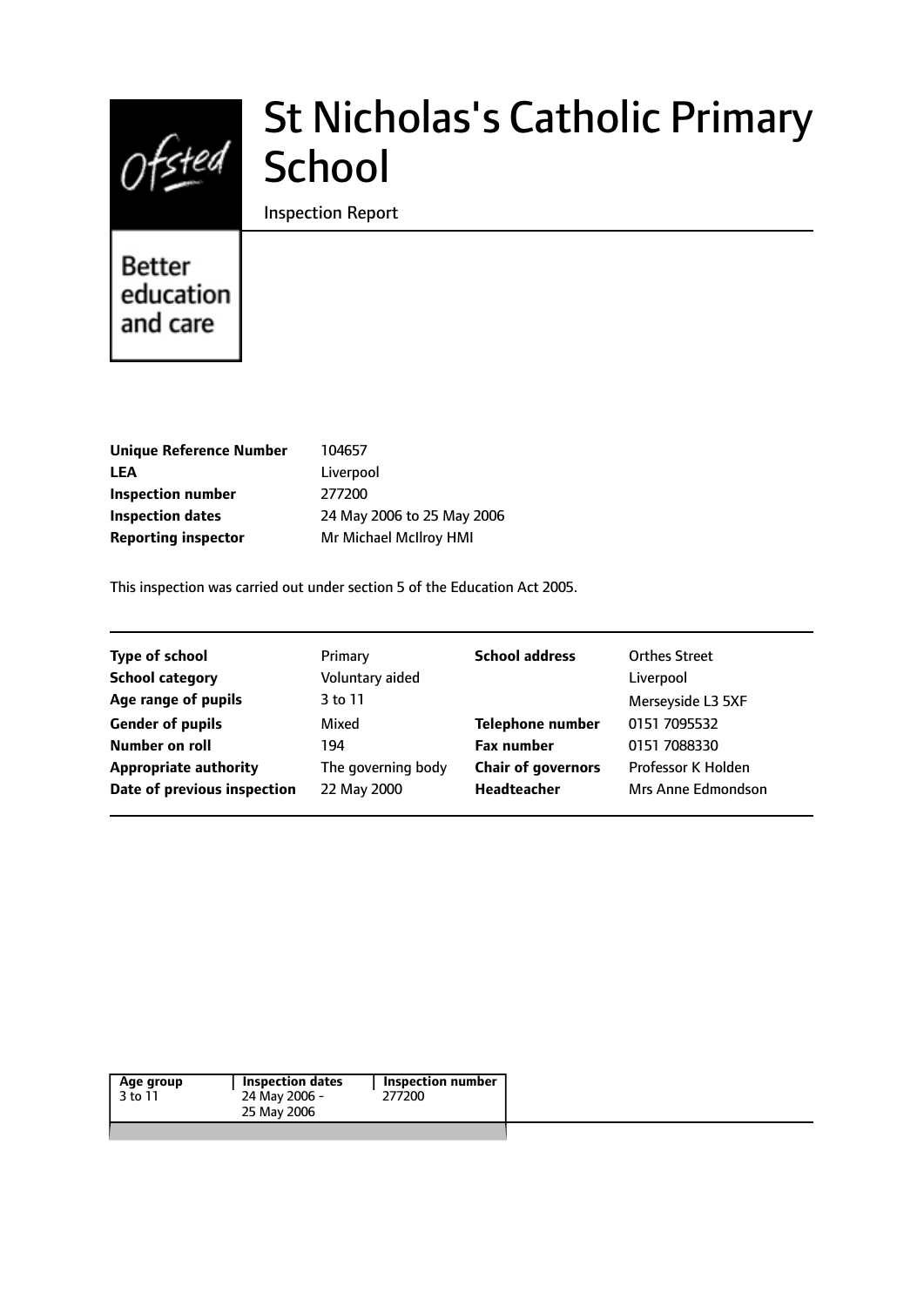# St Nicholas's Catholic Primary School

Inspection Report

Better education and care

| | |
|---|---|
| **Unique Reference Number** | 104657 |
| **LEA** | Liverpool |
| **Inspection number** | 277200 |
| **Inspection dates** | 24 May 2006 to 25 May 2006 |
| **Reporting inspector** | Mr Michael McIlroy HMI |

This inspection was carried out under section 5 of the Education Act 2005.

| | | | |
|---|---|---|---|
| **Type of school** | Primary | **School address** | Orthes Street |
| **School category** | Voluntary aided | | Liverpool |
| **Age range of pupils** | 3 to 11 | | Merseyside L3 5XF |
| **Gender of pupils** | Mixed | **Telephone number** | 0151 7095532 |
| **Number on roll** | 194 | **Fax number** | 0151 7088330 |
| **Appropriate authority** | The governing body | **Chair of governors** | Professor K Holden |
| **Date of previous inspection** | 22 May 2000 | **Headteacher** | Mrs Anne Edmondson |

| Age group | Inspection dates | Inspection number |
|---|---|---|
| 3 to 11 | 24 May 2006 - 25 May 2006 | 277200 |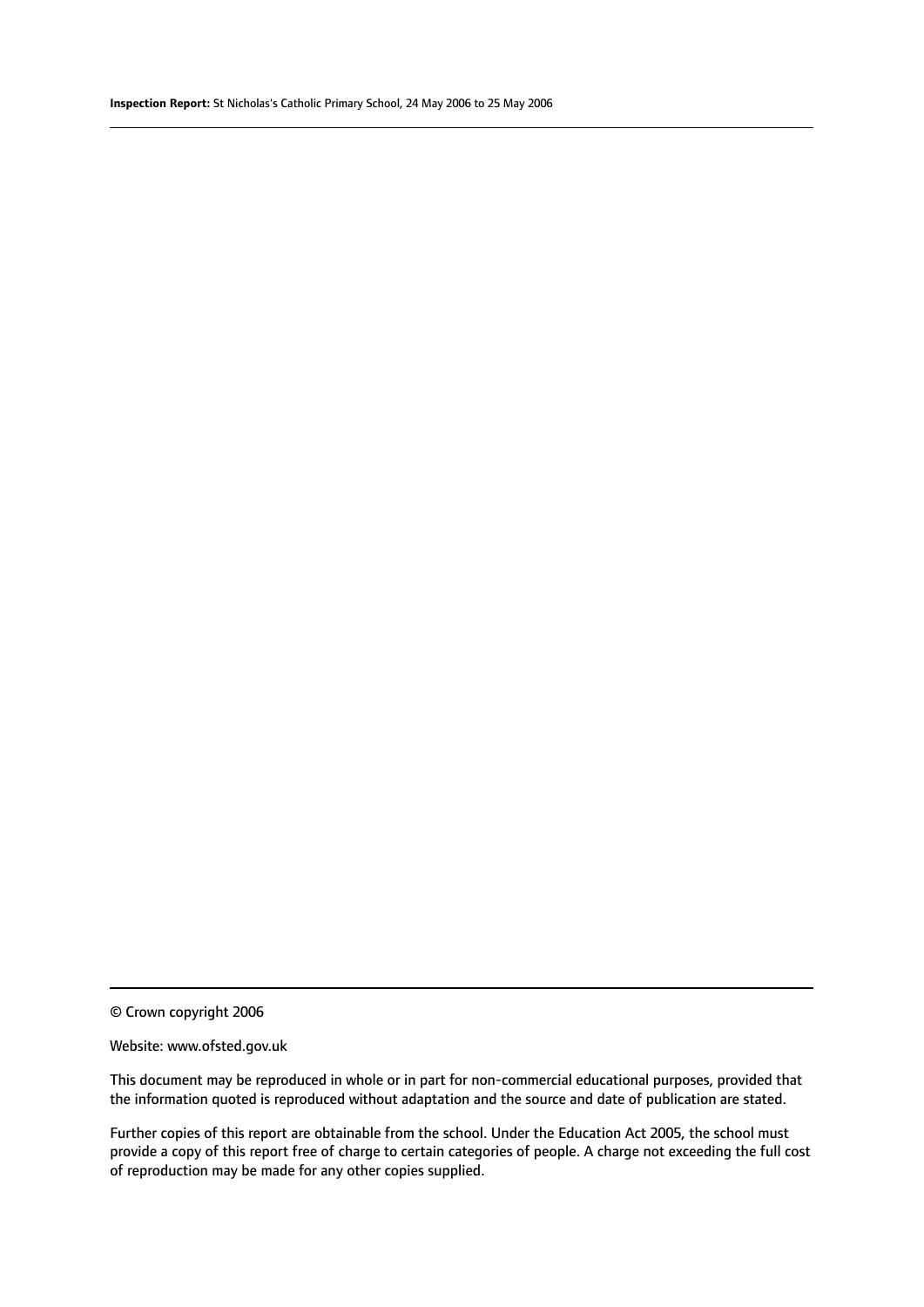© Crown copyright 2006

Website: www.ofsted.gov.uk

This document may be reproduced in whole or in part for non-commercial educational purposes, provided that the information quoted is reproduced without adaptation and the source and date of publication are stated.

Further copies of this report are obtainable from the school. Under the Education Act 2005, the school must provide a copy of this report free of charge to certain categories of people. A charge not exceeding the full cost of reproduction may be made for any other copies supplied.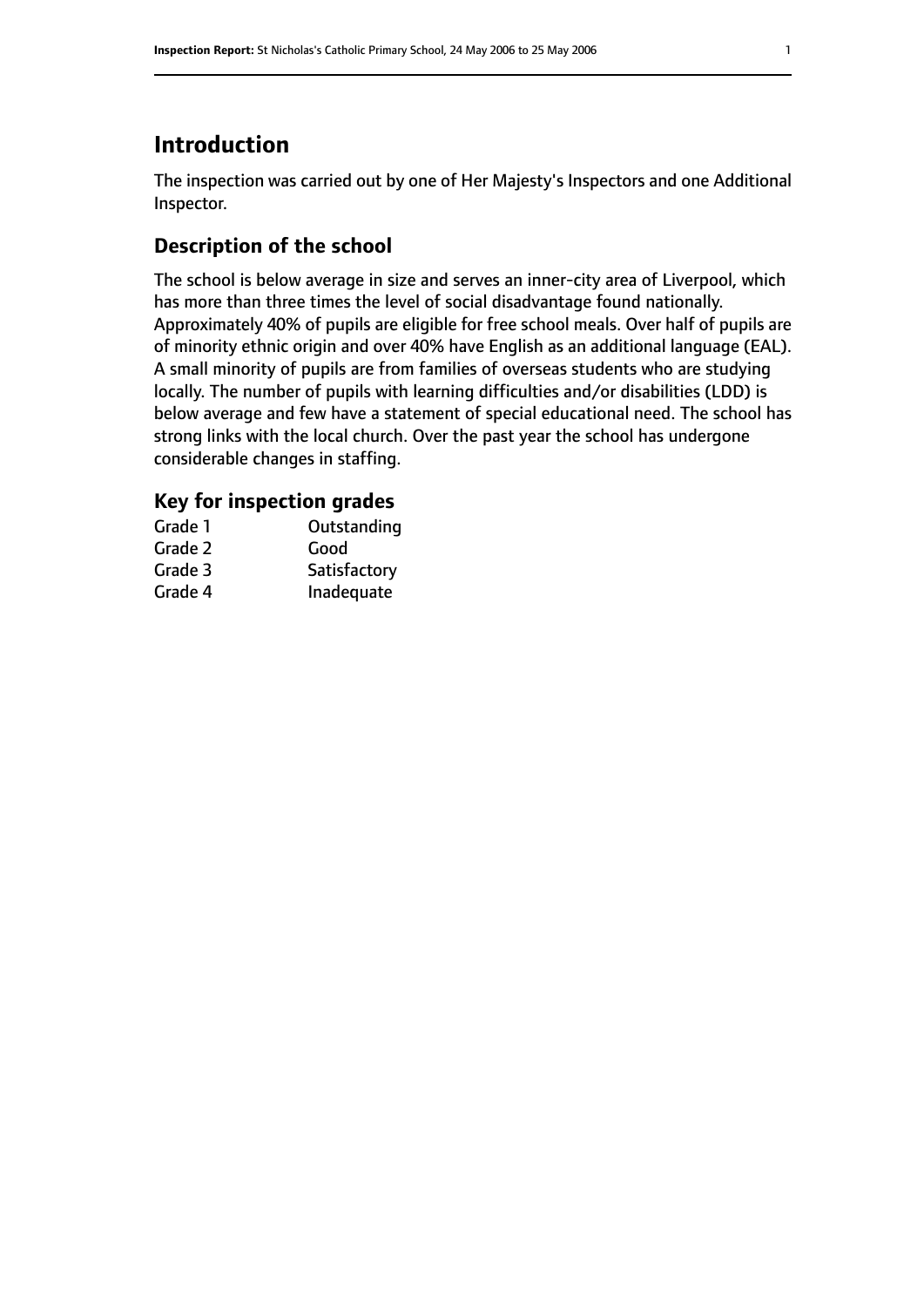# Introduction

The inspection was carried out by one of Her Majesty's Inspectors and one Additional Inspector.

## Description of the school

The school is below average in size and serves an inner-city area of Liverpool, which has more than three times the level of social disadvantage found nationally. Approximately 40% of pupils are eligible for free school meals. Over half of pupils are of minority ethnic origin and over 40% have English as an additional language (EAL). A small minority of pupils are from families of overseas students who are studying locally. The number of pupils with learning difficulties and/or disabilities (LDD) is below average and few have a statement of special educational need. The school has strong links with the local church. Over the past year the school has undergone considerable changes in staffing.

## Key for inspection grades

| | |
|---|---|
| Grade 1 | Outstanding |
| Grade 2 | Good |
| Grade 3 | Satisfactory |
| Grade 4 | Inadequate |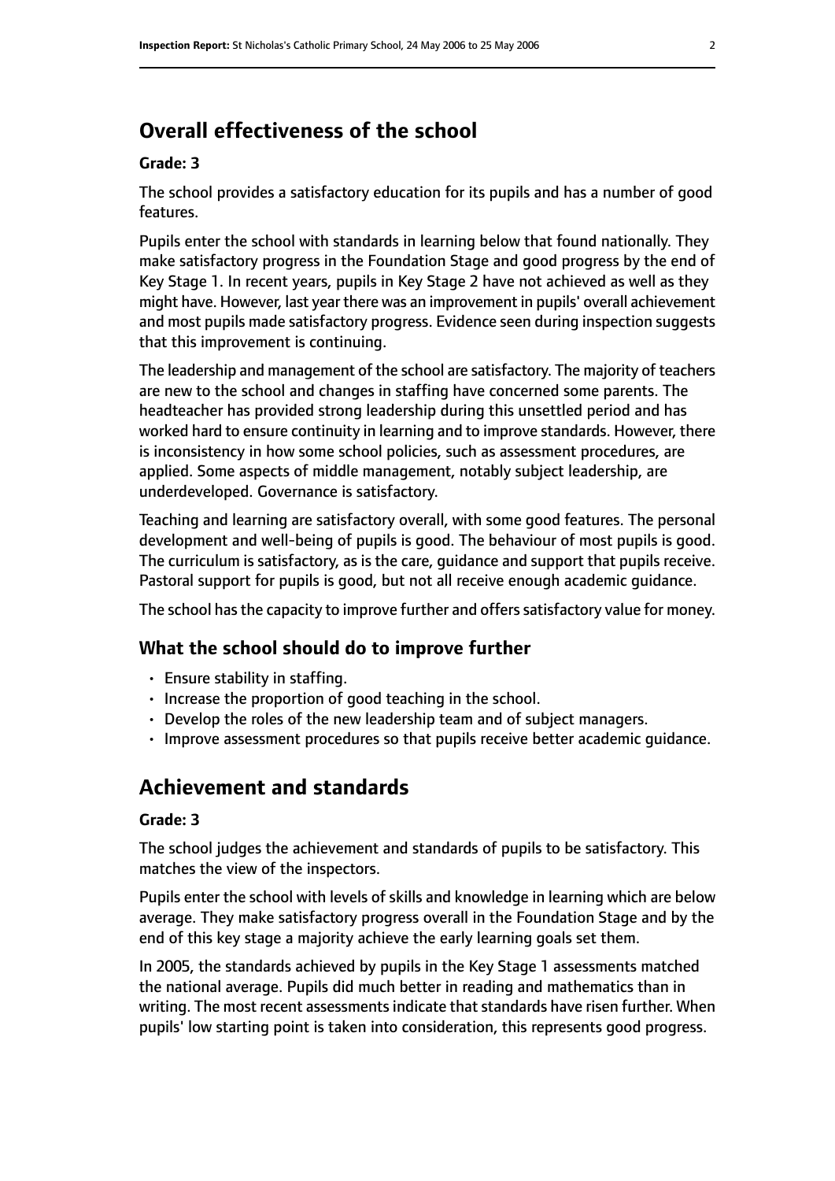## Overall effectiveness of the school

### Grade: 3

The school provides a satisfactory education for its pupils and has a number of good features.

Pupils enter the school with standards in learning below that found nationally. They make satisfactory progress in the Foundation Stage and good progress by the end of Key Stage 1. In recent years, pupils in Key Stage 2 have not achieved as well as they might have. However, last year there was an improvement in pupils' overall achievement and most pupils made satisfactory progress. Evidence seen during inspection suggests that this improvement is continuing.

The leadership and management of the school are satisfactory. The majority of teachers are new to the school and changes in staffing have concerned some parents. The headteacher has provided strong leadership during this unsettled period and has worked hard to ensure continuity in learning and to improve standards. However, there is inconsistency in how some school policies, such as assessment procedures, are applied. Some aspects of middle management, notably subject leadership, are underdeveloped. Governance is satisfactory.

Teaching and learning are satisfactory overall, with some good features. The personal development and well-being of pupils is good. The behaviour of most pupils is good. The curriculum is satisfactory, as is the care, guidance and support that pupils receive. Pastoral support for pupils is good, but not all receive enough academic guidance.

The school has the capacity to improve further and offers satisfactory value for money.

### What the school should do to improve further

- Ensure stability in staffing.
- Increase the proportion of good teaching in the school.
- Develop the roles of the new leadership team and of subject managers.
- Improve assessment procedures so that pupils receive better academic guidance.

## Achievement and standards

### Grade: 3

The school judges the achievement and standards of pupils to be satisfactory. This matches the view of the inspectors.

Pupils enter the school with levels of skills and knowledge in learning which are below average. They make satisfactory progress overall in the Foundation Stage and by the end of this key stage a majority achieve the early learning goals set them.

In 2005, the standards achieved by pupils in the Key Stage 1 assessments matched the national average. Pupils did much better in reading and mathematics than in writing. The most recent assessments indicate that standards have risen further. When pupils' low starting point is taken into consideration, this represents good progress.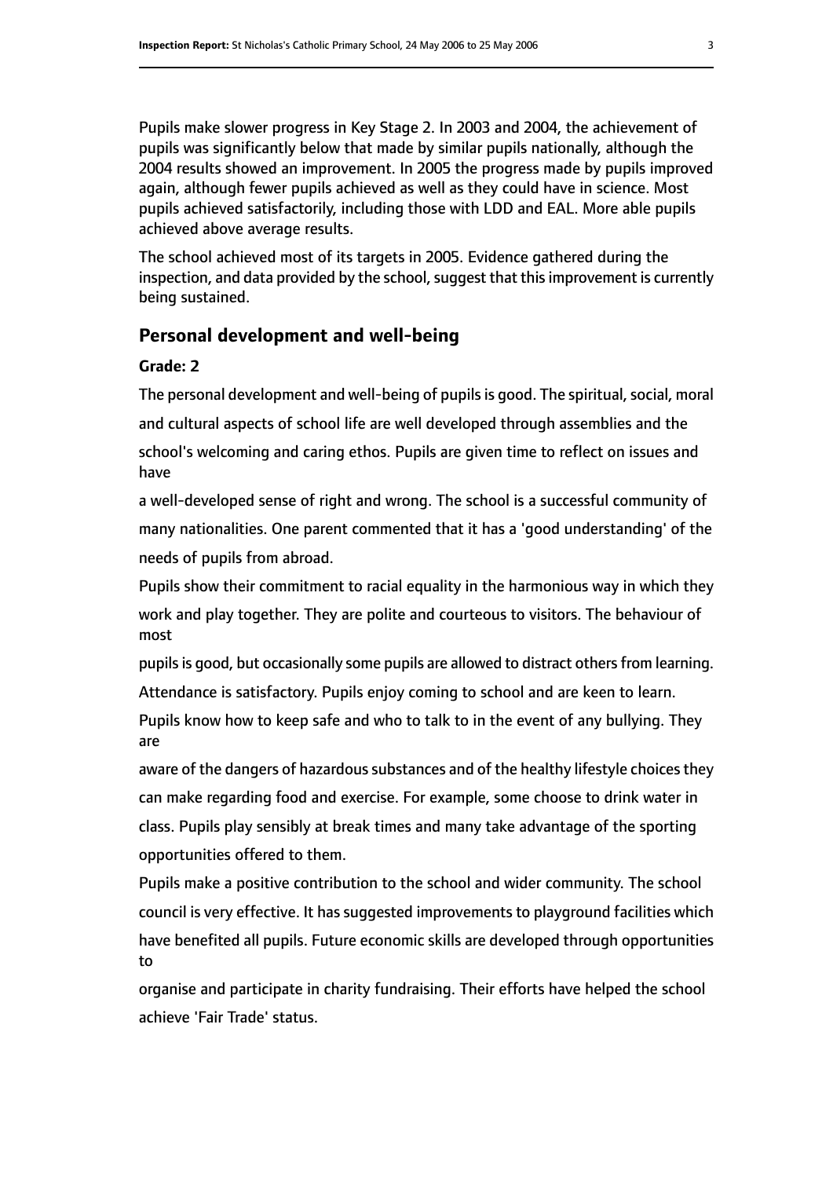Pupils make slower progress in Key Stage 2. In 2003 and 2004, the achievement of pupils was significantly below that made by similar pupils nationally, although the 2004 results showed an improvement. In 2005 the progress made by pupils improved again, although fewer pupils achieved as well as they could have in science. Most pupils achieved satisfactorily, including those with LDD and EAL. More able pupils achieved above average results.

The school achieved most of its targets in 2005. Evidence gathered during the inspection, and data provided by the school, suggest that this improvement is currently being sustained.

## Personal development and well-being

**Grade: 2**

The personal development and well-being of pupils is good. The spiritual, social, moral and cultural aspects of school life are well developed through assemblies and the school's welcoming and caring ethos. Pupils are given time to reflect on issues and have a well-developed sense of right and wrong. The school is a successful community of many nationalities. One parent commented that it has a 'good understanding' of the needs of pupils from abroad.

Pupils show their commitment to racial equality in the harmonious way in which they work and play together. They are polite and courteous to visitors. The behaviour of most pupils is good, but occasionally some pupils are allowed to distract others from learning. Attendance is satisfactory. Pupils enjoy coming to school and are keen to learn.

Pupils know how to keep safe and who to talk to in the event of any bullying. They are aware of the dangers of hazardous substances and of the healthy lifestyle choices they can make regarding food and exercise. For example, some choose to drink water in class. Pupils play sensibly at break times and many take advantage of the sporting opportunities offered to them.

Pupils make a positive contribution to the school and wider community. The school council is very effective. It has suggested improvements to playground facilities which have benefited all pupils. Future economic skills are developed through opportunities to organise and participate in charity fundraising. Their efforts have helped the school achieve 'Fair Trade' status.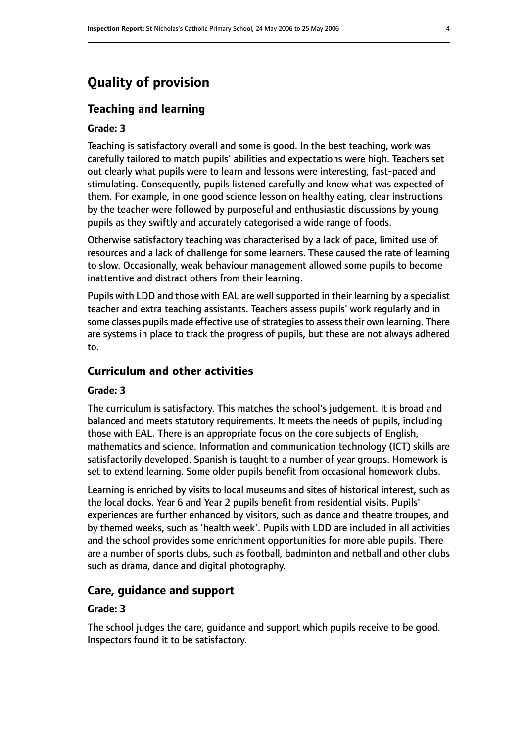# Quality of provision

## Teaching and learning

### Grade: 3

Teaching is satisfactory overall and some is good. In the best teaching, work was carefully tailored to match pupils' abilities and expectations were high. Teachers set out clearly what pupils were to learn and lessons were interesting, fast-paced and stimulating. Consequently, pupils listened carefully and knew what was expected of them. For example, in one good science lesson on healthy eating, clear instructions by the teacher were followed by purposeful and enthusiastic discussions by young pupils as they swiftly and accurately categorised a wide range of foods.

Otherwise satisfactory teaching was characterised by a lack of pace, limited use of resources and a lack of challenge for some learners. These caused the rate of learning to slow. Occasionally, weak behaviour management allowed some pupils to become inattentive and distract others from their learning.

Pupils with LDD and those with EAL are well supported in their learning by a specialist teacher and extra teaching assistants. Teachers assess pupils' work regularly and in some classes pupils made effective use of strategies to assess their own learning. There are systems in place to track the progress of pupils, but these are not always adhered to.

## Curriculum and other activities

### Grade: 3

The curriculum is satisfactory. This matches the school's judgement. It is broad and balanced and meets statutory requirements. It meets the needs of pupils, including those with EAL. There is an appropriate focus on the core subjects of English, mathematics and science. Information and communication technology (ICT) skills are satisfactorily developed. Spanish is taught to a number of year groups. Homework is set to extend learning. Some older pupils benefit from occasional homework clubs.

Learning is enriched by visits to local museums and sites of historical interest, such as the local docks. Year 6 and Year 2 pupils benefit from residential visits. Pupils' experiences are further enhanced by visitors, such as dance and theatre troupes, and by themed weeks, such as 'health week'. Pupils with LDD are included in all activities and the school provides some enrichment opportunities for more able pupils. There are a number of sports clubs, such as football, badminton and netball and other clubs such as drama, dance and digital photography.

## Care, guidance and support

### Grade: 3

The school judges the care, guidance and support which pupils receive to be good. Inspectors found it to be satisfactory.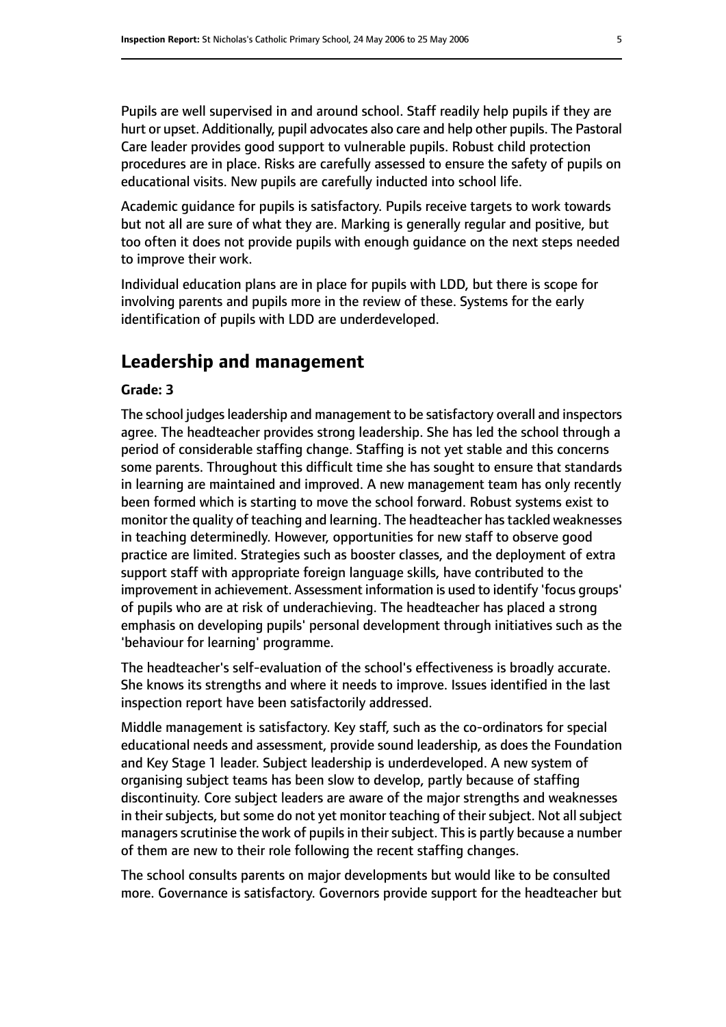Pupils are well supervised in and around school. Staff readily help pupils if they are hurt or upset. Additionally, pupil advocates also care and help other pupils. The Pastoral Care leader provides good support to vulnerable pupils. Robust child protection procedures are in place. Risks are carefully assessed to ensure the safety of pupils on educational visits. New pupils are carefully inducted into school life.

Academic guidance for pupils is satisfactory. Pupils receive targets to work towards but not all are sure of what they are. Marking is generally regular and positive, but too often it does not provide pupils with enough guidance on the next steps needed to improve their work.

Individual education plans are in place for pupils with LDD, but there is scope for involving parents and pupils more in the review of these. Systems for the early identification of pupils with LDD are underdeveloped.

## Leadership and management

**Grade: 3**

The school judges leadership and management to be satisfactory overall and inspectors agree. The headteacher provides strong leadership. She has led the school through a period of considerable staffing change. Staffing is not yet stable and this concerns some parents. Throughout this difficult time she has sought to ensure that standards in learning are maintained and improved. A new management team has only recently been formed which is starting to move the school forward. Robust systems exist to monitor the quality of teaching and learning. The headteacher has tackled weaknesses in teaching determinedly. However, opportunities for new staff to observe good practice are limited. Strategies such as booster classes, and the deployment of extra support staff with appropriate foreign language skills, have contributed to the improvement in achievement. Assessment information is used to identify 'focus groups' of pupils who are at risk of underachieving. The headteacher has placed a strong emphasis on developing pupils' personal development through initiatives such as the 'behaviour for learning' programme.

The headteacher's self-evaluation of the school's effectiveness is broadly accurate. She knows its strengths and where it needs to improve. Issues identified in the last inspection report have been satisfactorily addressed.

Middle management is satisfactory. Key staff, such as the co-ordinators for special educational needs and assessment, provide sound leadership, as does the Foundation and Key Stage 1 leader. Subject leadership is underdeveloped. A new system of organising subject teams has been slow to develop, partly because of staffing discontinuity. Core subject leaders are aware of the major strengths and weaknesses in their subjects, but some do not yet monitor teaching of their subject. Not all subject managers scrutinise the work of pupils in their subject. This is partly because a number of them are new to their role following the recent staffing changes.

The school consults parents on major developments but would like to be consulted more. Governance is satisfactory. Governors provide support for the headteacher but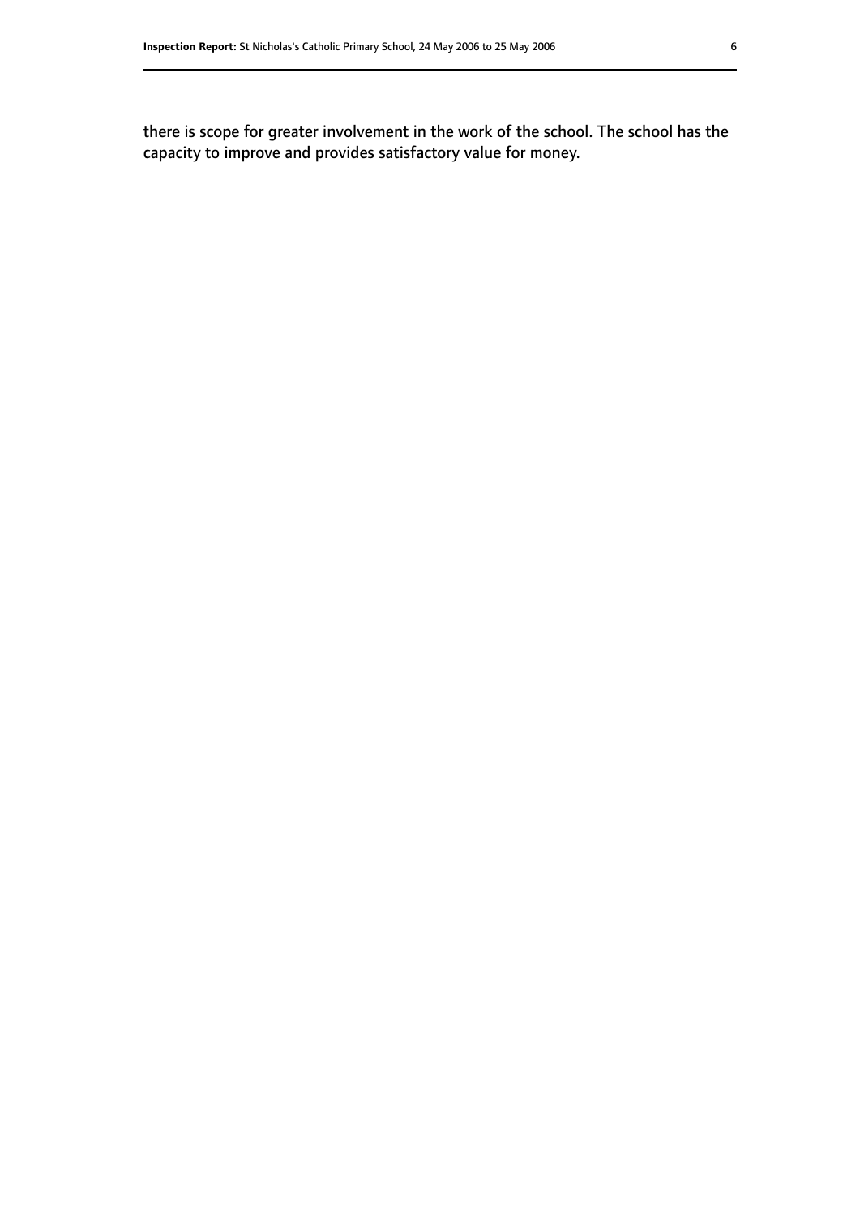there is scope for greater involvement in the work of the school. The school has the capacity to improve and provides satisfactory value for money.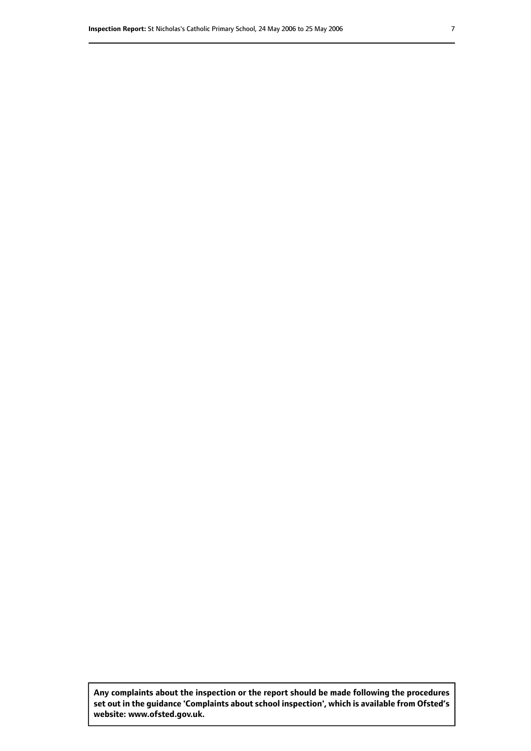**Any complaints about the inspection or the report should be made following the procedures set out in the guidance 'Complaints about school inspection', which is available from Ofsted's website: www.ofsted.gov.uk.**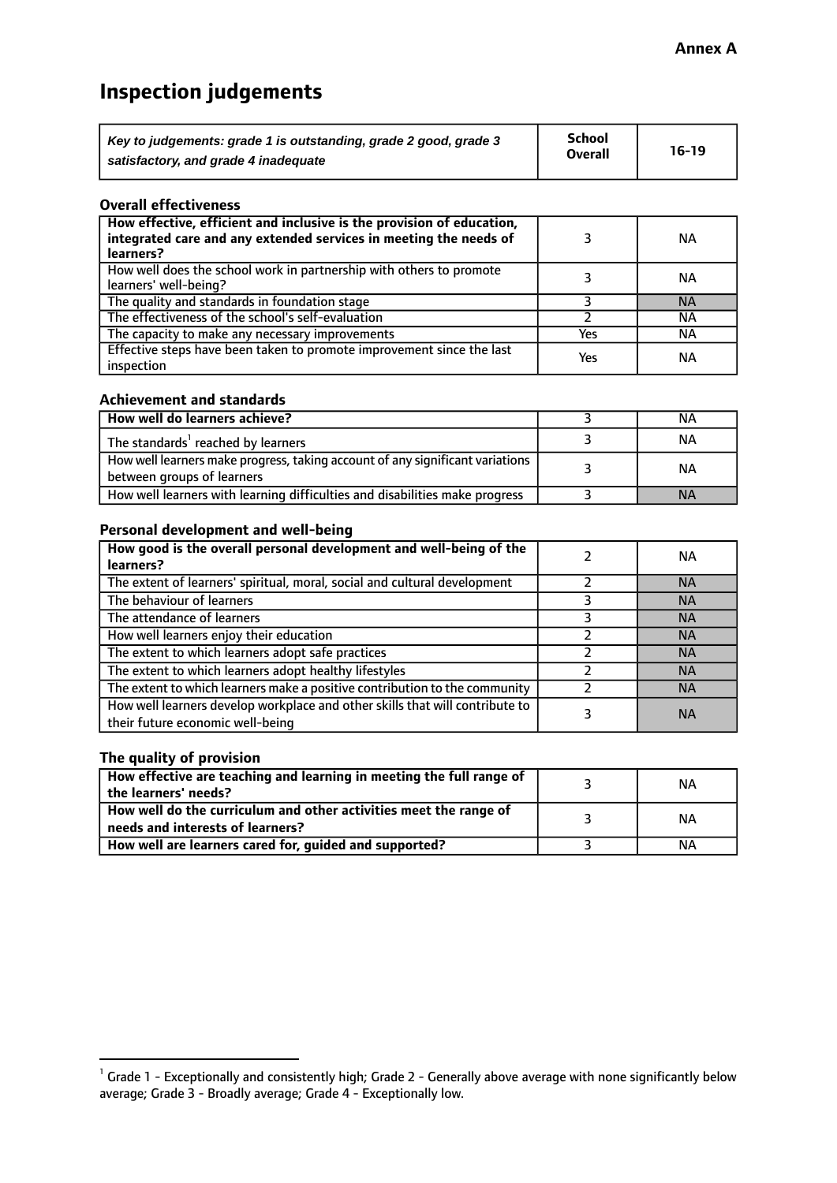**Annex A**

# Inspection judgements

| *Key to judgements: grade 1 is outstanding, grade 2 good, grade 3 satisfactory, and grade 4 inadequate* | School Overall | 16-19 |
|---|---|---|

### Overall effectiveness

| | | |
|---|---|---|
| **How effective, efficient and inclusive is the provision of education, integrated care and any extended services in meeting the needs of learners?** | 3 | NA |
| How well does the school work in partnership with others to promote learners' well-being? | 3 | NA |
| The quality and standards in foundation stage | 3 | NA |
| The effectiveness of the school's self-evaluation | 2 | NA |
| The capacity to make any necessary improvements | Yes | NA |
| Effective steps have been taken to promote improvement since the last inspection | Yes | NA |

### Achievement and standards

| | | |
|---|---|---|
| **How well do learners achieve?** | 3 | NA |
| The standards[1] reached by learners | 3 | NA |
| How well learners make progress, taking account of any significant variations between groups of learners | 3 | NA |
| How well learners with learning difficulties and disabilities make progress | 3 | NA |

### Personal development and well-being

| | | |
|---|---|---|
| **How good is the overall personal development and well-being of the learners?** | 2 | NA |
| The extent of learners' spiritual, moral, social and cultural development | 2 | NA |
| The behaviour of learners | 3 | NA |
| The attendance of learners | 3 | NA |
| How well learners enjoy their education | 2 | NA |
| The extent to which learners adopt safe practices | 2 | NA |
| The extent to which learners adopt healthy lifestyles | 2 | NA |
| The extent to which learners make a positive contribution to the community | 2 | NA |
| How well learners develop workplace and other skills that will contribute to their future economic well-being | 3 | NA |

### The quality of provision

| | | |
|---|---|---|
| **How effective are teaching and learning in meeting the full range of the learners' needs?** | 3 | NA |
| **How well do the curriculum and other activities meet the range of needs and interests of learners?** | 3 | NA |
| **How well are learners cared for, guided and supported?** | 3 | NA |

[1] Grade 1 - Exceptionally and consistently high; Grade 2 - Generally above average with none significantly below average; Grade 3 - Broadly average; Grade 4 - Exceptionally low.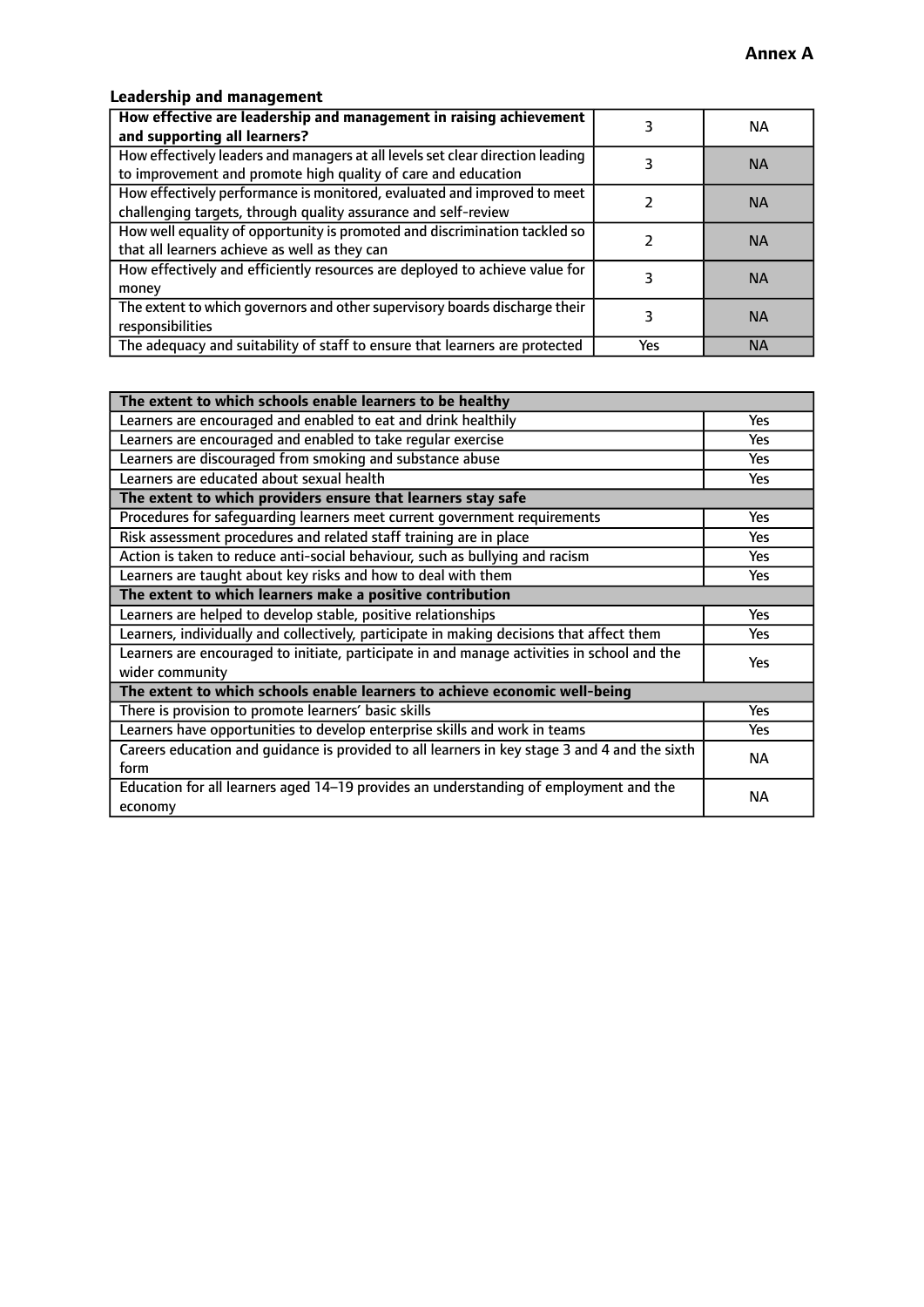## Annex A

### Leadership and management

| How effective are leadership and management in raising achievement and supporting all learners? | 3 | NA |
|---|---|---|
| How effectively leaders and managers at all levels set clear direction leading to improvement and promote high quality of care and education | 3 | NA |
| How effectively performance is monitored, evaluated and improved to meet challenging targets, through quality assurance and self-review | 2 | NA |
| How well equality of opportunity is promoted and discrimination tackled so that all learners achieve as well as they can | 2 | NA |
| How effectively and efficiently resources are deployed to achieve value for money | 3 | NA |
| The extent to which governors and other supervisory boards discharge their responsibilities | 3 | NA |
| The adequacy and suitability of staff to ensure that learners are protected | Yes | NA |

| **The extent to which schools enable learners to be healthy** | |
|---|---|
| Learners are encouraged and enabled to eat and drink healthily | Yes |
| Learners are encouraged and enabled to take regular exercise | Yes |
| Learners are discouraged from smoking and substance abuse | Yes |
| Learners are educated about sexual health | Yes |
| **The extent to which providers ensure that learners stay safe** | |
| Procedures for safeguarding learners meet current government requirements | Yes |
| Risk assessment procedures and related staff training are in place | Yes |
| Action is taken to reduce anti-social behaviour, such as bullying and racism | Yes |
| Learners are taught about key risks and how to deal with them | Yes |
| **The extent to which learners make a positive contribution** | |
| Learners are helped to develop stable, positive relationships | Yes |
| Learners, individually and collectively, participate in making decisions that affect them | Yes |
| Learners are encouraged to initiate, participate in and manage activities in school and the wider community | Yes |
| **The extent to which schools enable learners to achieve economic well-being** | |
| There is provision to promote learners' basic skills | Yes |
| Learners have opportunities to develop enterprise skills and work in teams | Yes |
| Careers education and guidance is provided to all learners in key stage 3 and 4 and the sixth form | NA |
| Education for all learners aged 14–19 provides an understanding of employment and the economy | NA |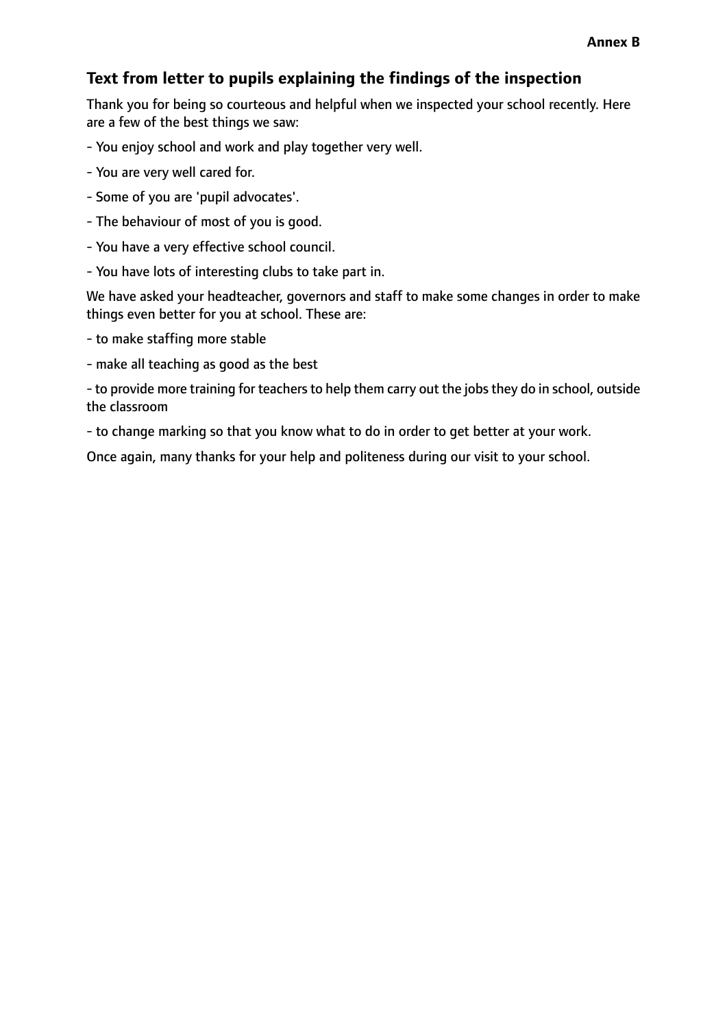**Annex B**

## Text from letter to pupils explaining the findings of the inspection

Thank you for being so courteous and helpful when we inspected your school recently. Here are a few of the best things we saw:

- You enjoy school and work and play together very well.
- You are very well cared for.
- Some of you are 'pupil advocates'.
- The behaviour of most of you is good.
- You have a very effective school council.
- You have lots of interesting clubs to take part in.

We have asked your headteacher, governors and staff to make some changes in order to make things even better for you at school. These are:

- to make staffing more stable
- make all teaching as good as the best
- to provide more training for teachers to help them carry out the jobs they do in school, outside the classroom
- to change marking so that you know what to do in order to get better at your work.

Once again, many thanks for your help and politeness during our visit to your school.